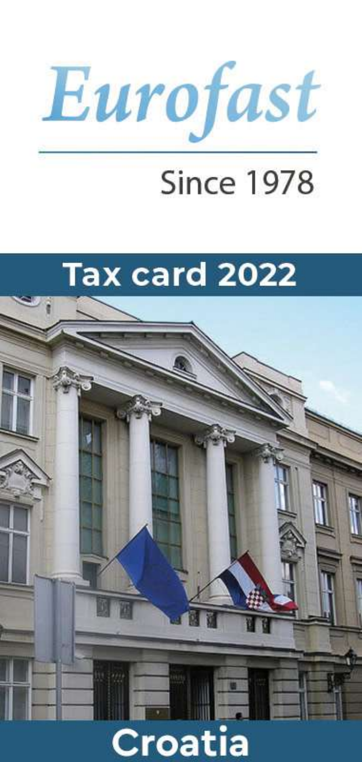# Eurofast

Since 1978

## Tax card 2022

## Croatia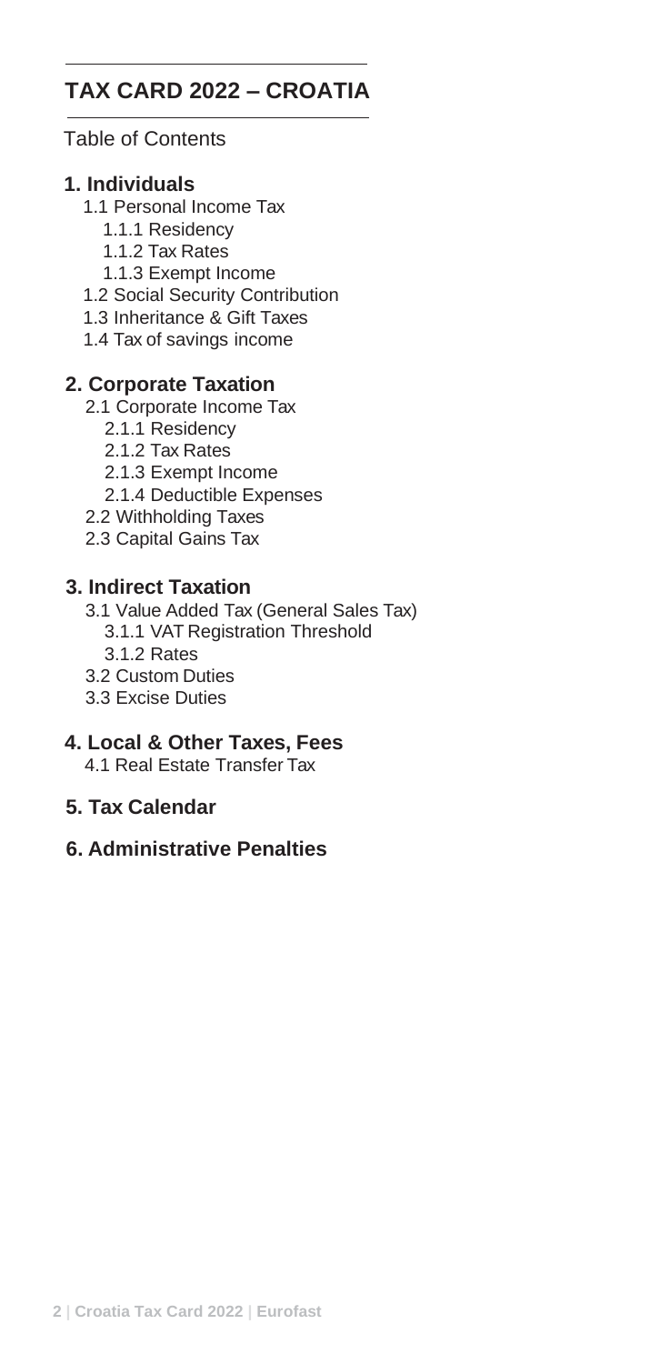# TAX CARD 2022 – CROATIA

Table of Contents

**1. Individuals**

- 1.1 Personal Income Tax
  - 1.1.1 Residency
  - 1.1.2 Tax Rates
  - 1.1.3 Exempt Income
- 1.2 Social Security Contribution
- 1.3 Inheritance & Gift Taxes
- 1.4 Tax of savings income

**2. Corporate Taxation**

- 2.1 Corporate Income Tax
  - 2.1.1 Residency
  - 2.1.2 Tax Rates
  - 2.1.3 Exempt Income
  - 2.1.4 Deductible Expenses
- 2.2 Withholding Taxes
- 2.3 Capital Gains Tax

**3. Indirect Taxation**

- 3.1 Value Added Tax (General Sales Tax)
  - 3.1.1 VAT Registration Threshold
  - 3.1.2 Rates
- 3.2 Custom Duties
- 3.3 Excise Duties

**4. Local & Other Taxes, Fees**

- 4.1 Real Estate Transfer Tax

**5. Tax Calendar**

**6. Administrative Penalties**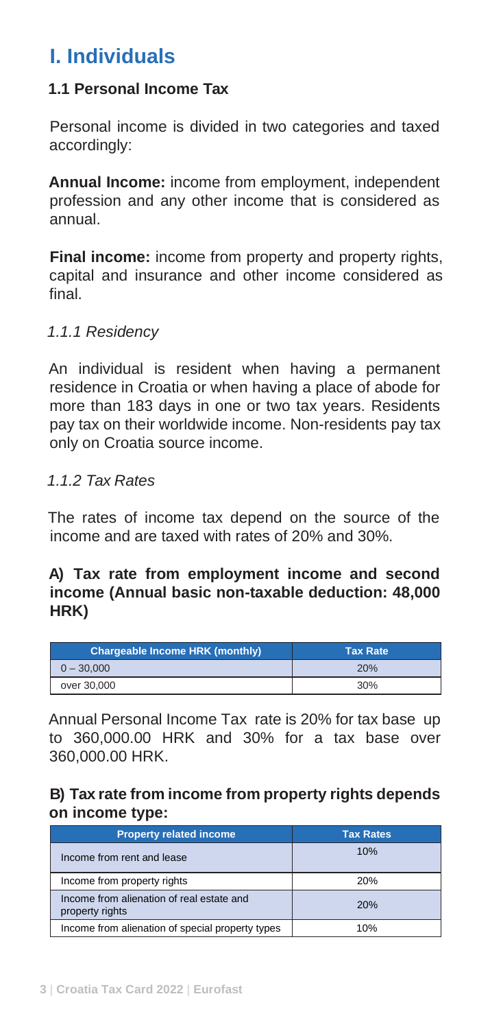# I. Individuals

## 1.1 Personal Income Tax

Personal income is divided in two categories and taxed accordingly:

**Annual Income:** income from employment, independent profession and any other income that is considered as annual.

**Final income:** income from property and property rights, capital and insurance and other income considered as final.

### *1.1.1 Residency*

An individual is resident when having a permanent residence in Croatia or when having a place of abode for more than 183 days in one or two tax years. Residents pay tax on their worldwide income. Non-residents pay tax only on Croatia source income.

### *1.1.2 Tax Rates*

The rates of income tax depend on the source of the income and are taxed with rates of 20% and 30%.

**A) Tax rate from employment income and second income (Annual basic non-taxable deduction: 48,000 HRK)**

| Chargeable Income HRK (monthly) | Tax Rate |
|---|---|
| 0 – 30,000 | 20% |
| over 30,000 | 30% |

Annual Personal Income Tax rate is 20% for tax base up to 360,000.00 HRK and 30% for a tax base over 360,000.00 HRK.

**B) Tax rate from income from property rights depends on income type:**

| Property related income | Tax Rates |
|---|---|
| Income from rent and lease | 10% |
| Income from property rights | 20% |
| Income from alienation of real estate and property rights | 20% |
| Income from alienation of special property types | 10% |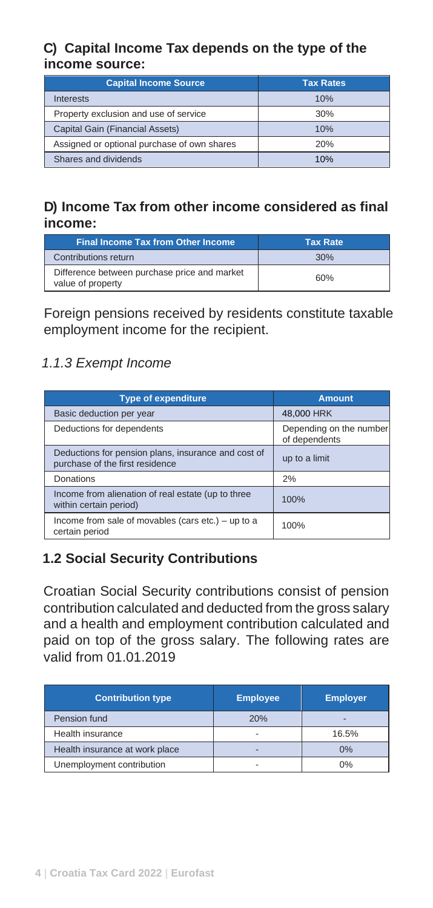### C) Capital Income Tax depends on the type of the income source:

| Capital Income Source | Tax Rates |
|---|---|
| Interests | 10% |
| Property exclusion and use of service | 30% |
| Capital Gain (Financial Assets) | 10% |
| Assigned or optional purchase of own shares | 20% |
| Shares and dividends | 10% |

### D) Income Tax from other income considered as final income:

| Final Income Tax from Other Income | Tax Rate |
|---|---|
| Contributions return | 30% |
| Difference between purchase price and market value of property | 60% |

Foreign pensions received by residents constitute taxable employment income for the recipient.

#### *1.1.3 Exempt Income*

| Type of expenditure | Amount |
|---|---|
| Basic deduction per year | 48,000 HRK |
| Deductions for dependents | Depending on the number of dependents |
| Deductions for pension plans, insurance and cost of purchase of the first residence | up to a limit |
| Donations | 2% |
| Income from alienation of real estate (up to three within certain period) | 100% |
| Income from sale of movables (cars etc.) – up to a certain period | 100% |

### 1.2 Social Security Contributions

Croatian Social Security contributions consist of pension contribution calculated and deducted from the gross salary and a health and employment contribution calculated and paid on top of the gross salary. The following rates are valid from 01.01.2019

| Contribution type | Employee | Employer |
|---|---|---|
| Pension fund | 20% | - |
| Health insurance | - | 16.5% |
| Health insurance at work place | - | 0% |
| Unemployment contribution | - | 0% |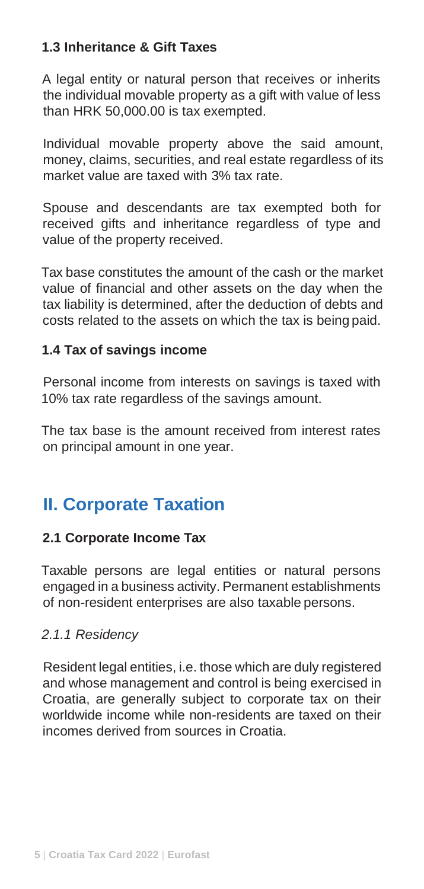### 1.3 Inheritance & Gift Taxes

A legal entity or natural person that receives or inherits the individual movable property as a gift with value of less than HRK 50,000.00 is tax exempted.

Individual movable property above the said amount, money, claims, securities, and real estate regardless of its market value are taxed with 3% tax rate.

Spouse and descendants are tax exempted both for received gifts and inheritance regardless of type and value of the property received.

Tax base constitutes the amount of the cash or the market value of financial and other assets on the day when the tax liability is determined, after the deduction of debts and costs related to the assets on which the tax is being paid.

### 1.4 Tax of savings income

Personal income from interests on savings is taxed with 10% tax rate regardless of the savings amount.

The tax base is the amount received from interest rates on principal amount in one year.

## II. Corporate Taxation

### 2.1 Corporate Income Tax

Taxable persons are legal entities or natural persons engaged in a business activity. Permanent establishments of non-resident enterprises are also taxable persons.

#### *2.1.1 Residency*

Resident legal entities, i.e. those which are duly registered and whose management and control is being exercised in Croatia, are generally subject to corporate tax on their worldwide income while non-residents are taxed on their incomes derived from sources in Croatia.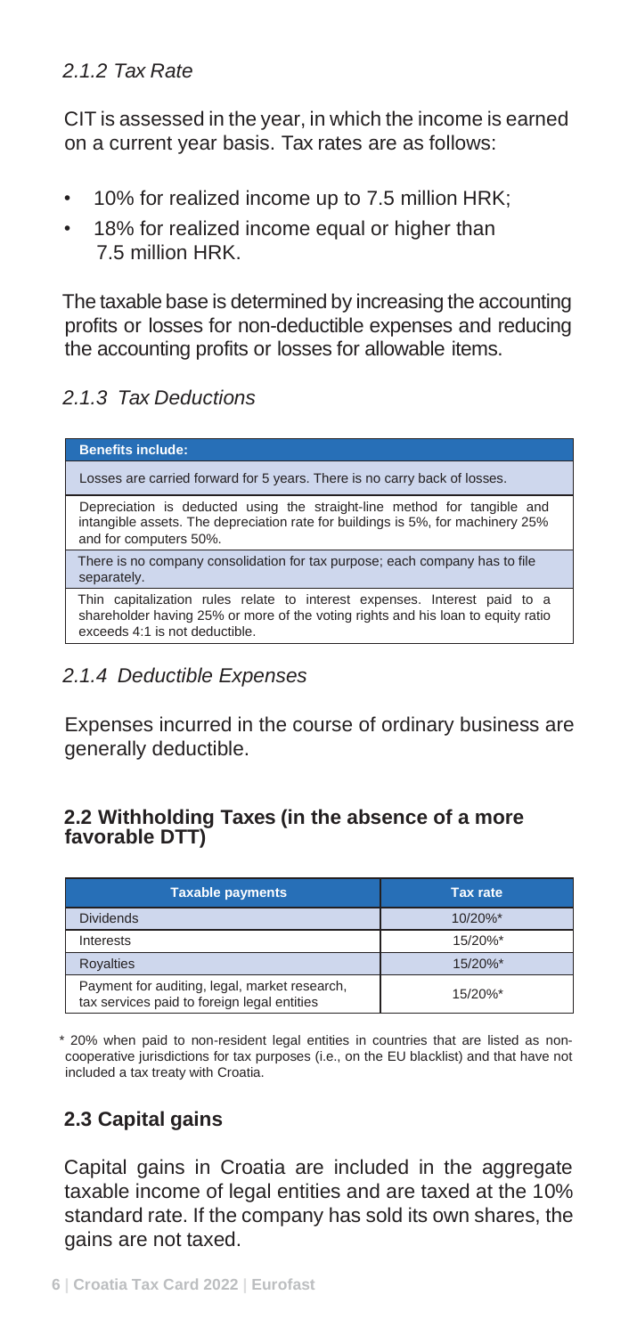### *2.1.2 Tax Rate*

CIT is assessed in the year, in which the income is earned on a current year basis. Tax rates are as follows:

- 10% for realized income up to 7.5 million HRK;
- 18% for realized income equal or higher than 7.5 million HRK.

The taxable base is determined by increasing the accounting profits or losses for non-deductible expenses and reducing the accounting profits or losses for allowable items.

### *2.1.3 Tax Deductions*

| **Benefits include:** |
| --- |
| Losses are carried forward for 5 years. There is no carry back of losses. |
| Depreciation is deducted using the straight-line method for tangible and intangible assets. The depreciation rate for buildings is 5%, for machinery 25% and for computers 50%. |
| There is no company consolidation for tax purpose; each company has to file separately. |
| Thin capitalization rules relate to interest expenses. Interest paid to a shareholder having 25% or more of the voting rights and his loan to equity ratio exceeds 4:1 is not deductible. |

### *2.1.4 Deductible Expenses*

Expenses incurred in the course of ordinary business are generally deductible.

## 2.2 Withholding Taxes (in the absence of a more favorable DTT)

| Taxable payments | Tax rate |
| --- | --- |
| Dividends | 10/20%* |
| Interests | 15/20%* |
| Royalties | 15/20%* |
| Payment for auditing, legal, market research, tax services paid to foreign legal entities | 15/20%* |

\* 20% when paid to non-resident legal entities in countries that are listed as non-cooperative jurisdictions for tax purposes (i.e., on the EU blacklist) and that have not included a tax treaty with Croatia.

## 2.3 Capital gains

Capital gains in Croatia are included in the aggregate taxable income of legal entities and are taxed at the 10% standard rate. If the company has sold its own shares, the gains are not taxed.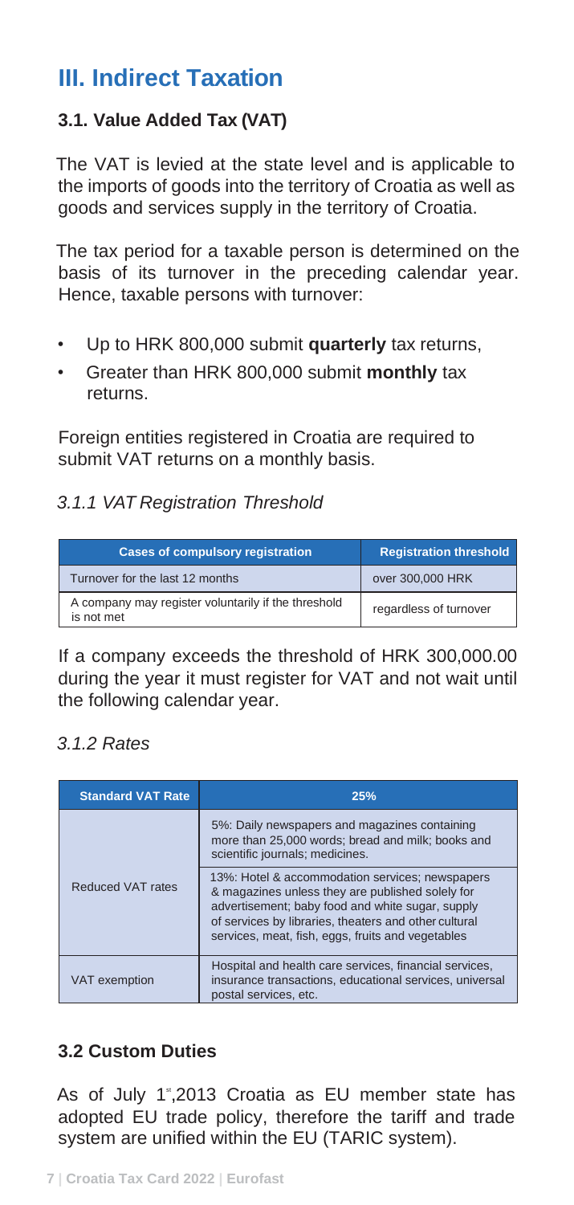# III. Indirect Taxation

## 3.1. Value Added Tax (VAT)

The VAT is levied at the state level and is applicable to the imports of goods into the territory of Croatia as well as goods and services supply in the territory of Croatia.

The tax period for a taxable person is determined on the basis of its turnover in the preceding calendar year. Hence, taxable persons with turnover:

- Up to HRK 800,000 submit **quarterly** tax returns,
- Greater than HRK 800,000 submit **monthly** tax returns.

Foreign entities registered in Croatia are required to submit VAT returns on a monthly basis.

### *3.1.1 VAT Registration Threshold*

| Cases of compulsory registration | Registration threshold |
| --- | --- |
| Turnover for the last 12 months | over 300,000 HRK |
| A company may register voluntarily if the threshold is not met | regardless of turnover |

If a company exceeds the threshold of HRK 300,000.00 during the year it must register for VAT and not wait until the following calendar year.

### *3.1.2 Rates*

| Standard VAT Rate | 25% |
| --- | --- |
| Reduced VAT rates | 5%: Daily newspapers and magazines containing more than 25,000 words; bread and milk; books and scientific journals; medicines. |
| | 13%: Hotel & accommodation services; newspapers & magazines unless they are published solely for advertisement; baby food and white sugar, supply of services by libraries, theaters and other cultural services, meat, fish, eggs, fruits and vegetables |
| VAT exemption | Hospital and health care services, financial services, insurance transactions, educational services, universal postal services, etc. |

## 3.2 Custom Duties

As of July 1st,2013 Croatia as EU member state has adopted EU trade policy, therefore the tariff and trade system are unified within the EU (TARIC system).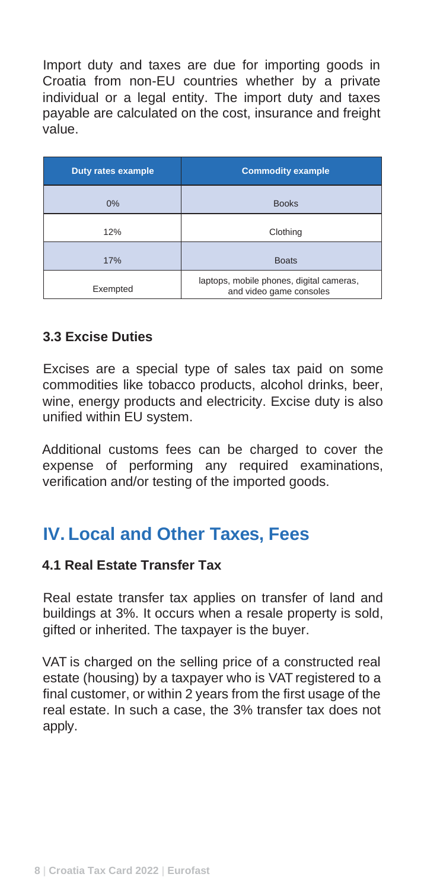Import duty and taxes are due for importing goods in Croatia from non-EU countries whether by a private individual or a legal entity. The import duty and taxes payable are calculated on the cost, insurance and freight value.

| Duty rates example | Commodity example |
|---|---|
| 0% | Books |
| 12% | Clothing |
| 17% | Boats |
| Exempted | laptops, mobile phones, digital cameras, and video game consoles |

### 3.3 Excise Duties

Excises are a special type of sales tax paid on some commodities like tobacco products, alcohol drinks, beer, wine, energy products and electricity. Excise duty is also unified within EU system.

Additional customs fees can be charged to cover the expense of performing any required examinations, verification and/or testing of the imported goods.

## IV. Local and Other Taxes, Fees

### 4.1 Real Estate Transfer Tax

Real estate transfer tax applies on transfer of land and buildings at 3%. It occurs when a resale property is sold, gifted or inherited. The taxpayer is the buyer.

VAT is charged on the selling price of a constructed real estate (housing) by a taxpayer who is VAT registered to a final customer, or within 2 years from the first usage of the real estate. In such a case, the 3% transfer tax does not apply.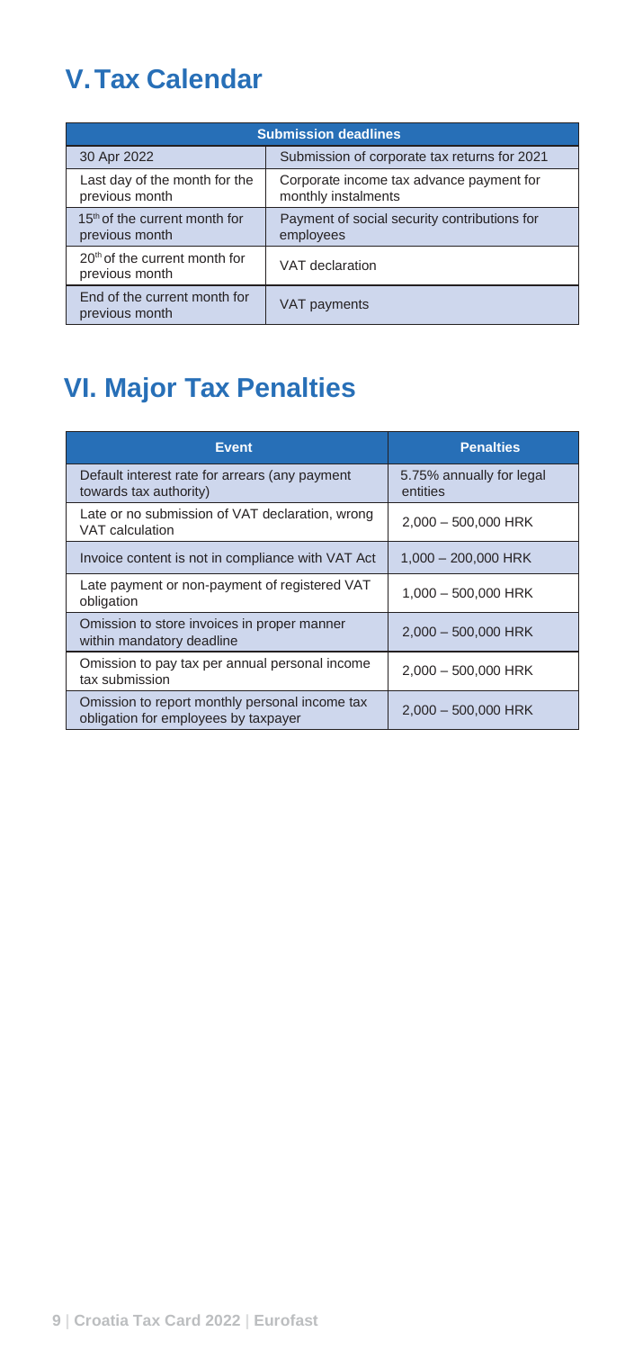## V. Tax Calendar

| Submission deadlines | |
|---|---|
| 30 Apr 2022 | Submission of corporate tax returns for 2021 |
| Last day of the month for the previous month | Corporate income tax advance payment for monthly instalments |
| 15th of the current month for previous month | Payment of social security contributions for employees |
| 20th of the current month for previous month | VAT declaration |
| End of the current month for previous month | VAT payments |

## VI. Major Tax Penalties

| Event | Penalties |
|---|---|
| Default interest rate for arrears (any payment towards tax authority) | 5.75% annually for legal entities |
| Late or no submission of VAT declaration, wrong VAT calculation | 2,000 – 500,000 HRK |
| Invoice content is not in compliance with VAT Act | 1,000 – 200,000 HRK |
| Late payment or non-payment of registered VAT obligation | 1,000 – 500,000 HRK |
| Omission to store invoices in proper manner within mandatory deadline | 2,000 – 500,000 HRK |
| Omission to pay tax per annual personal income tax submission | 2,000 – 500,000 HRK |
| Omission to report monthly personal income tax obligation for employees by taxpayer | 2,000 – 500,000 HRK |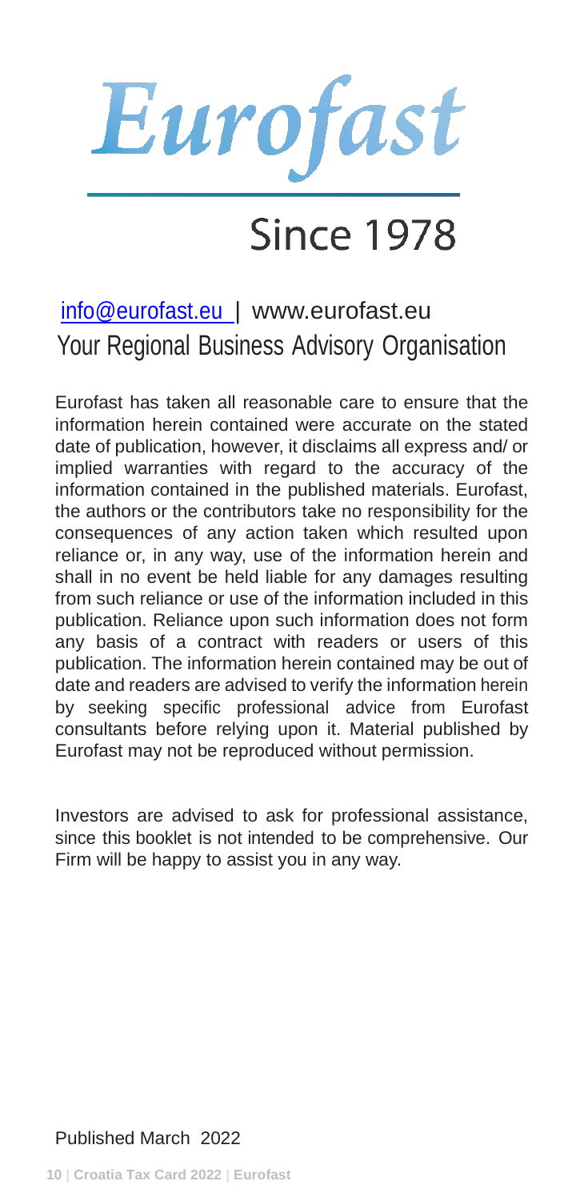# Eurofast

## Since 1978

info@eurofast.eu | www.eurofast.eu

Your Regional Business Advisory Organisation

Eurofast has taken all reasonable care to ensure that the information herein contained were accurate on the stated date of publication, however, it disclaims all express and/ or implied warranties with regard to the accuracy of the information contained in the published materials. Eurofast, the authors or the contributors take no responsibility for the consequences of any action taken which resulted upon reliance or, in any way, use of the information herein and shall in no event be held liable for any damages resulting from such reliance or use of the information included in this publication. Reliance upon such information does not form any basis of a contract with readers or users of this publication. The information herein contained may be out of date and readers are advised to verify the information herein by seeking specific professional advice from Eurofast consultants before relying upon it. Material published by Eurofast may not be reproduced without permission.

Investors are advised to ask for professional assistance, since this booklet is not intended to be comprehensive. Our Firm will be happy to assist you in any way.

Published March 2022